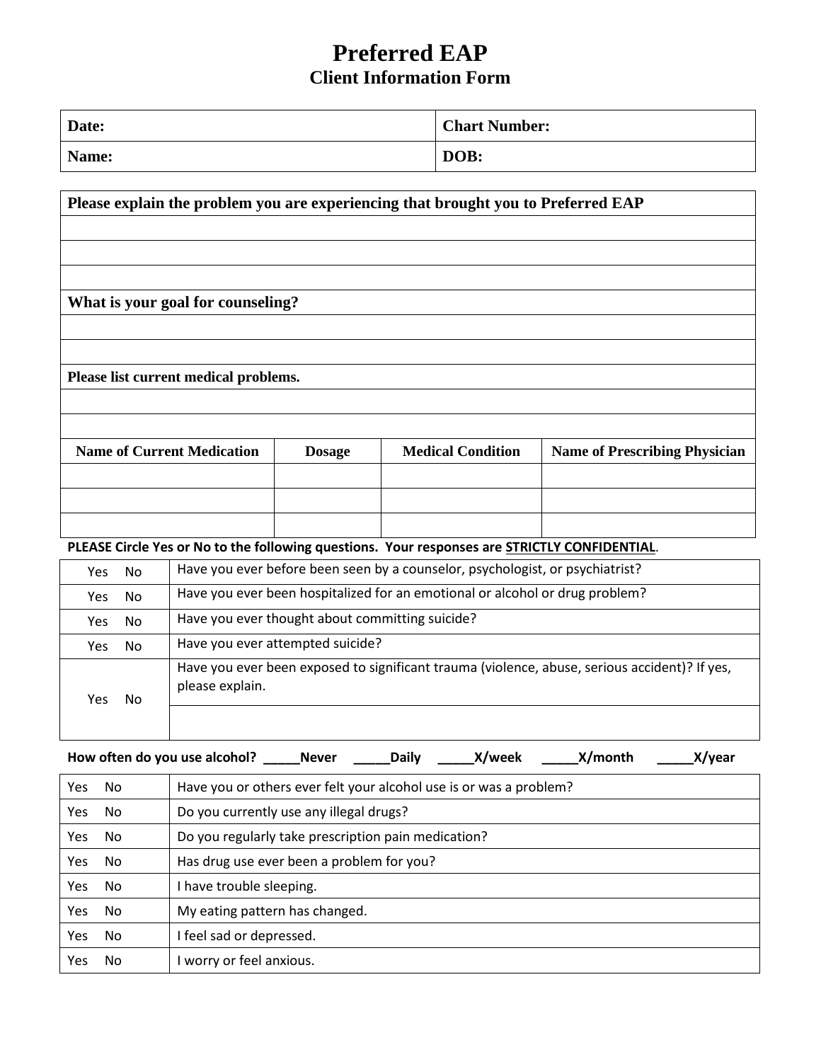# Preferred EAP

## Client Information Form

| Date: | Chart Number: |
|---|---|
| Name: | DOB: |

| Please explain the problem you are experiencing that brought you to Preferred EAP |
|---|
| |
| |
| |
| **What is your goal for counseling?** |
| |
| |
| **Please list current medical problems.** |
| |
| |

| Name of Current Medication | Dosage | Medical Condition | Name of Prescribing Physician |
|---|---|---|---|
| | | | |
| | | | |
| | | | |

**PLEASE Circle Yes or No to the following questions. Your responses are STRICTLY CONFIDENTIAL.**

| | |
|---|---|
| Yes No | Have you ever before been seen by a counselor, psychologist, or psychiatrist? |
| Yes No | Have you ever been hospitalized for an emotional or alcohol or drug problem? |
| Yes No | Have you ever thought about committing suicide? |
| Yes No | Have you ever attempted suicide? |
| Yes No | Have you ever been exposed to significant trauma (violence, abuse, serious accident)? If yes, please explain. |
| | |

**How often do you use alcohol? _____Never _____Daily _____X/week _____X/month _____X/year**

| | |
|---|---|
| Yes No | Have you or others ever felt your alcohol use is or was a problem? |
| Yes No | Do you currently use any illegal drugs? |
| Yes No | Do you regularly take prescription pain medication? |
| Yes No | Has drug use ever been a problem for you? |
| Yes No | I have trouble sleeping. |
| Yes No | My eating pattern has changed. |
| Yes No | I feel sad or depressed. |
| Yes No | I worry or feel anxious. |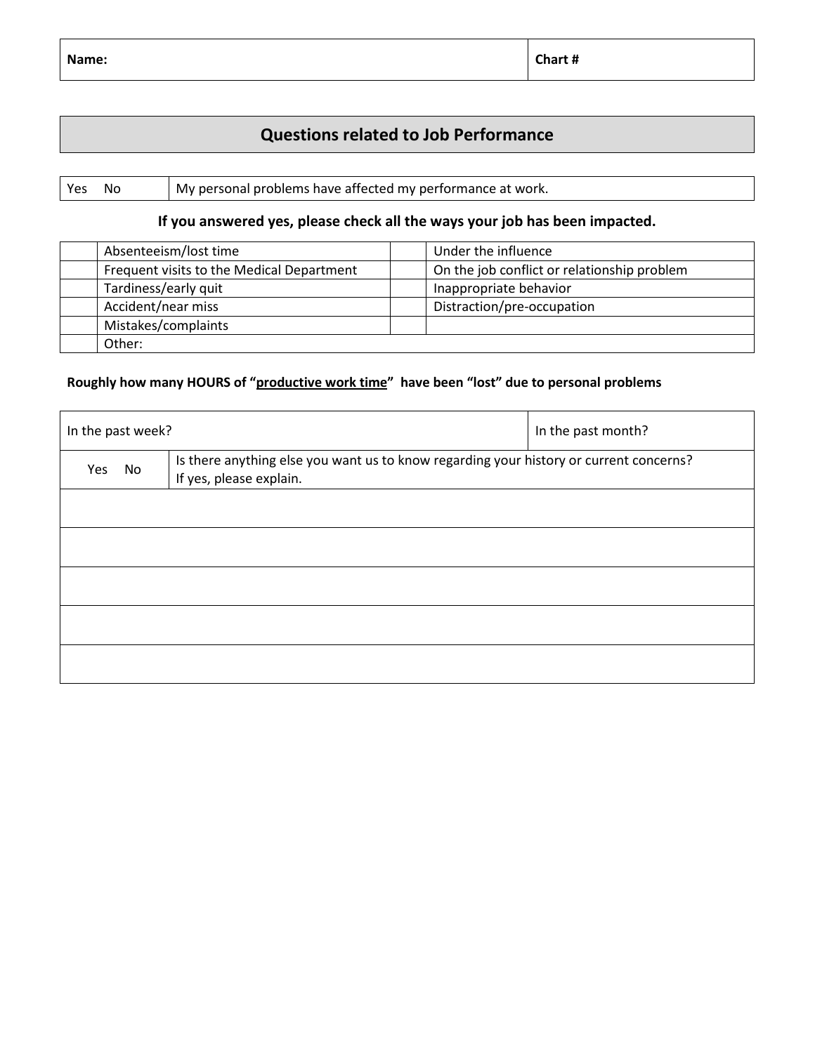| Name: | Chart # |
|---|---|

## Questions related to Job Performance

| | |
|---|---|
| Yes No | My personal problems have affected my performance at work. |

**If you answered yes, please check all the ways your job has been impacted.**

| | | | |
|---|---|---|---|
| | Absenteeism/lost time | | Under the influence |
| | Frequent visits to the Medical Department | | On the job conflict or relationship problem |
| | Tardiness/early quit | | Inappropriate behavior |
| | Accident/near miss | | Distraction/pre-occupation |
| | Mistakes/complaints | | |
| | Other: | | |

**Roughly how many HOURS of "productive work time" have been "lost" due to personal problems**

| | |
|---|---|
| In the past week? | In the past month? |
| Yes No | Is there anything else you want us to know regarding your history or current concerns? If yes, please explain. |
| | |
| | |
| | |
| | |
| | |